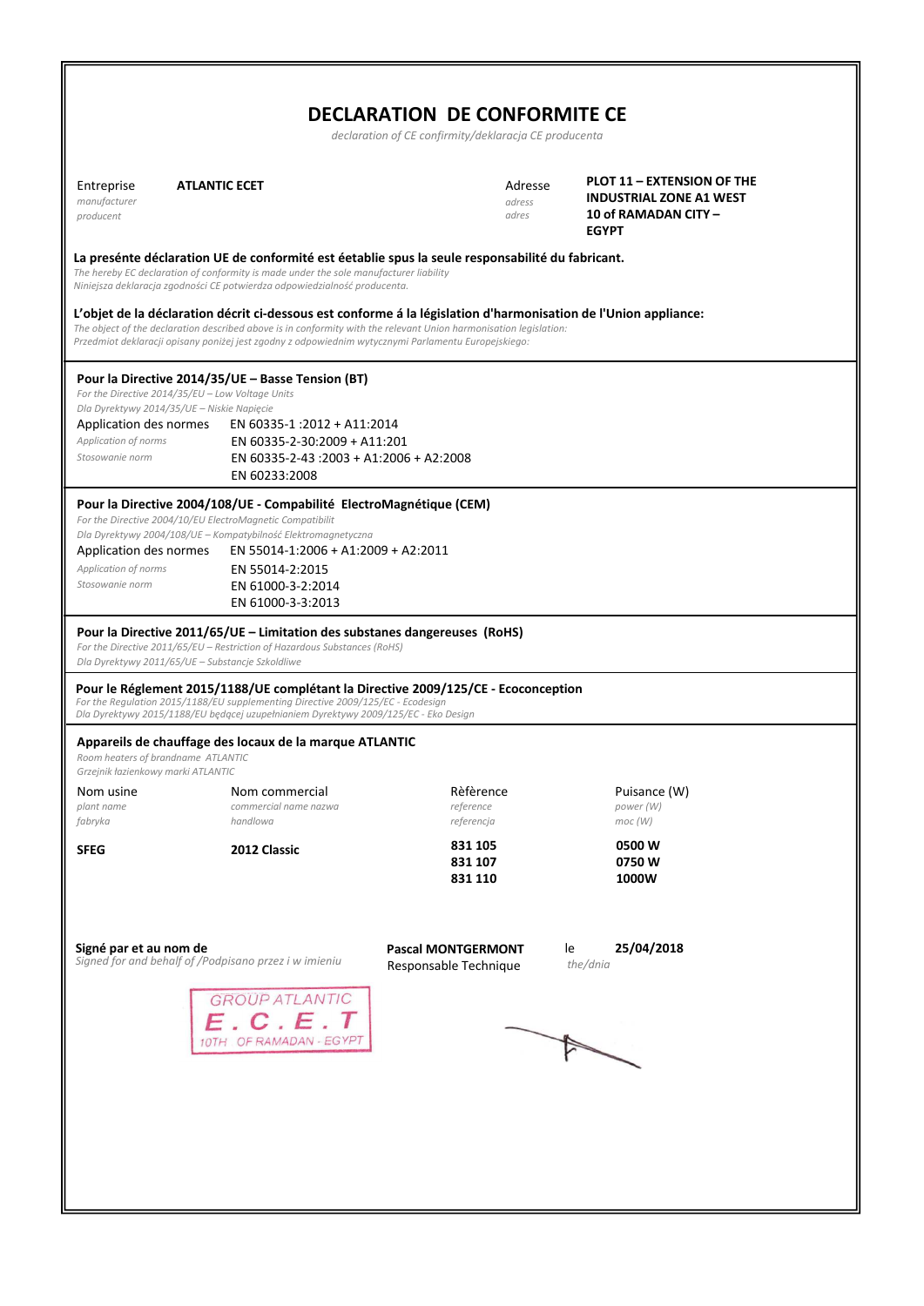# DECLARATION DE CONFORMITE CE

*declaration of CE confirmity/deklaracja CE producenta*

| | | | |
|---|---|---|---|
| Entreprise *manufacturer* *producent* | **ATLANTIC ECET** | Adresse *adress* *adres* | **PLOT 11 – EXTENSION OF THE INDUSTRIAL ZONE A1 WEST 10 of RAMADAN CITY – EGYPT** |

**La presénte déclaration UE de conformité est éetablie spus la seule responsabilité du fabricant.**
*The hereby EC declaration of conformity is made under the sole manufacturer liability*
*Niniejsza deklaracja zgodności CE potwierdza odpowiedzialność producenta.*

**L'objet de la déclaration décrit ci-dessous est conforme á la législation d'harmonisation de l'Union appliance:**
*The object of the declaration described above is in conformity with the relevant Union harmonisation legislation:*
*Przedmiot deklaracji opisany poniżej jest zgodny z odpowiednim wytycznymi Parlamentu Europejskiego:*

**Pour la Directive 2014/35/UE – Basse Tension (BT)**
*For the Directive 2014/35/EU – Low Voltage Units*
*Dla Dyrektywy 2014/35/UE – Niskie Napięcie*

Application des normes *Application of norms* *Stosowanie norm*
- EN 60335-1 :2012 + A11:2014
- EN 60335-2-30:2009 + A11:201
- EN 60335-2-43 :2003 + A1:2006 + A2:2008
- EN 60233:2008

**Pour la Directive 2004/108/UE - Compabilité ElectroMagnétique (CEM)**
*For the Directive 2004/10/EU ElectroMagnetic Compatibilit*
*Dla Dyrektywy 2004/108/UE – Kompatybilność Elektromagnetyczna*

Application des normes *Application of norms* *Stosowanie norm*
- EN 55014-1:2006 + A1:2009 + A2:2011
- EN 55014-2:2015
- EN 61000-3-2:2014
- EN 61000-3-3:2013

**Pour la Directive 2011/65/UE – Limitation des substanes dangereuses (RoHS)**
*For the Directive 2011/65/EU – Restriction of Hazardous Substances (RoHS)*
*Dla Dyrektywy 2011/65/UE – Substancje Szkoldliwe*

**Pour le Réglement 2015/1188/UE complétant la Directive 2009/125/CE - Ecoconception**
*For the Regulation 2015/1188/EU supplementing Directive 2009/125/EC - Ecodesign*
*Dla Dyrektywy 2015/1188/EU będącej uzupełnianiem Dyrektywy 2009/125/EC - Eko Design*

**Appareils de chauffage des locaux de la marque ATLANTIC**
*Room heaters of brandname ATLANTIC*
*Grzejnik łazienkowy marki ATLANTIC*

| Nom usine *plant name* *fabryka* | Nom commercial *commercial name nazwa* *handlowa* | Rèfèrence *reference* *referencja* | Puisance (W) *power (W)* *moc (W)* |
|---|---|---|---|
| **SFEG** | **2012 Classic** | **831 105** | **0500 W** |
| | | **831 107** | **0750 W** |
| | | **831 110** | **1000W** |

**Signé par et au nom de**
*Signed for and behalf of /Podpisano przez i w imieniu*

**Pascal MONTGERMONT**
Responsable Technique

le *the/dnia* **25/04/2018**

GROUP ATLANTIC
E . C . E . T
10TH OF RAMADAN - EGYPT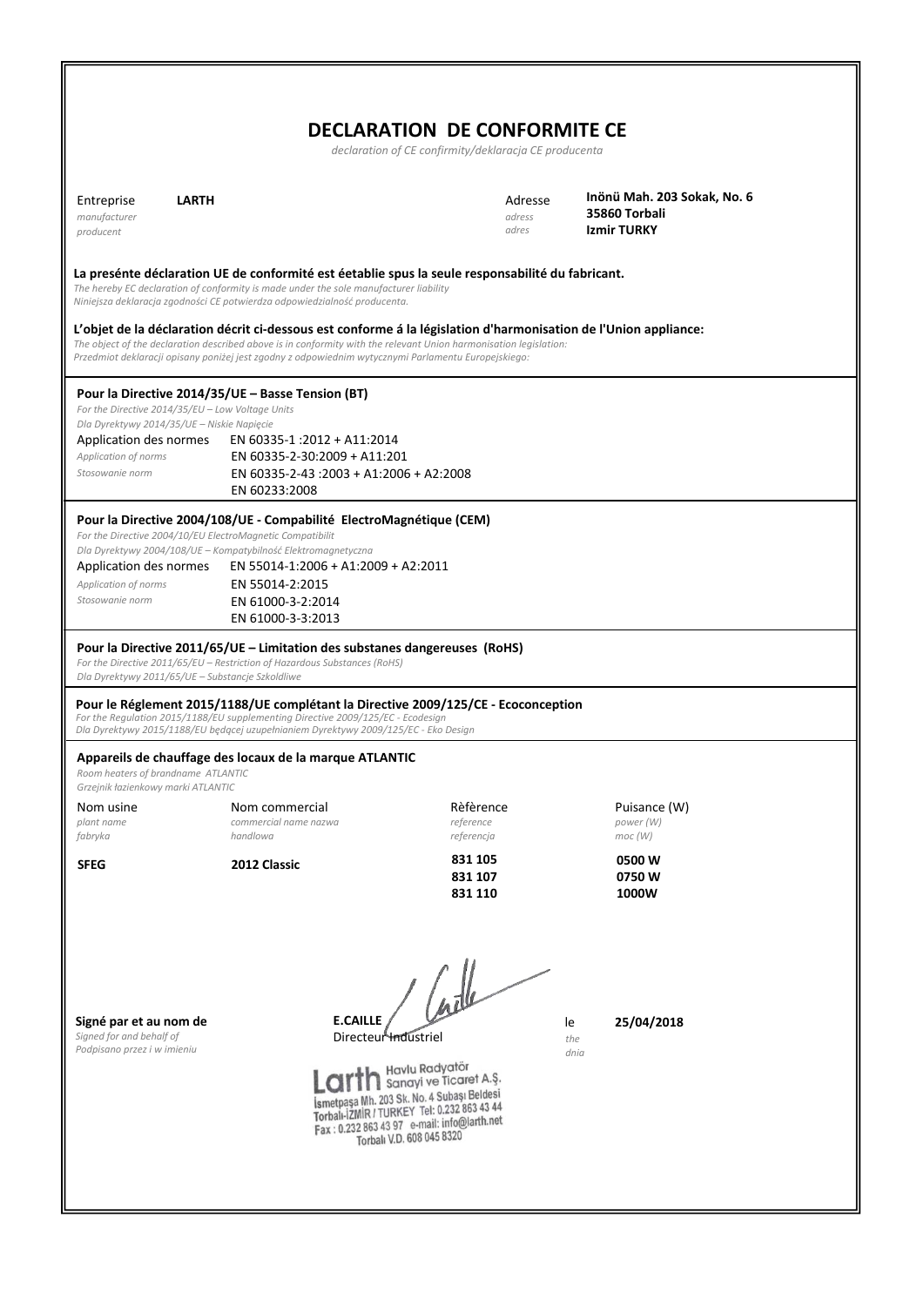# DECLARATION DE CONFORMITE CE

*declaration of CE confirmity/deklaracja CE producenta*

| | | | |
|---|---|---|---|
| Entreprise *manufacturer* *producent* | **LARTH** | Adresse *adress* *adres* | **Inönü Mah. 203 Sokak, No. 6** **35860 Torbali** **Izmir TURKY** |

**La preséntе déclaration UE de conformité est éetablie spus la seule responsabilité du fabricant.**
*The hereby EC declaration of conformity is made under the sole manufacturer liability*
*Niniejsza deklaracja zgodności CE potwierdza odpowiedzialność producenta.*

**L'objet de la déclaration décrit ci-dessous est conforme á la législation d'harmonisation de l'Union appliance:**
*The object of the declaration described above is in conformity with the relevant Union harmonisation legislation:*
*Przedmiot deklaracji opisany poniżej jest zgodny z odpowiednim wytycznymi Parlamentu Europejskiego:*

**Pour la Directive 2014/35/UE – Basse Tension (BT)**
*For the Directive 2014/35/EU – Low Voltage Units*
*Dla Dyrektywy 2014/35/UE – Niskie Napięcie*

Application des normes *Application of norms* *Stosowanie norm*
- EN 60335-1 :2012 + A11:2014
- EN 60335-2-30:2009 + A11:201
- EN 60335-2-43 :2003 + A1:2006 + A2:2008
- EN 60233:2008

**Pour la Directive 2004/108/UE - Compabilité ElectroMagnétique (CEM)**
*For the Directive 2004/10/EU ElectroMagnetic Compatibilit*
*Dla Dyrektywy 2004/108/UE – Kompatybilność Elektromagnetyczna*

Application des normes *Application of norms* *Stosowanie norm*
- EN 55014-1:2006 + A1:2009 + A2:2011
- EN 55014-2:2015
- EN 61000-3-2:2014
- EN 61000-3-3:2013

**Pour la Directive 2011/65/UE – Limitation des substanes dangereuses (RoHS)**
*For the Directive 2011/65/EU – Restriction of Hazardous Substances (RoHS)*
*Dla Dyrektywy 2011/65/UE – Substancje Szkoldliwe*

**Pour le Réglement 2015/1188/UE complétant la Directive 2009/125/CE - Ecoconception**
*For the Regulation 2015/1188/EU supplementing Directive 2009/125/EC - Ecodesign*
*Dla Dyrektywy 2015/1188/EU będącej uzupełnianiem Dyrektywy 2009/125/EC - Eko Design*

**Appareils de chauffage des locaux de la marque ATLANTIC**
*Room heaters of brandname ATLANTIC*
*Grzejnik łazienkowy marki ATLANTIC*

| Nom usine *plant name* *fabryka* | Nom commercial *commercial name nazwa handlowa* | Rèfèrence *reference* *referencja* | Puisance (W) *power (W)* *moc (W)* |
|---|---|---|---|
| **SFEG** | **2012 Classic** | **831 105** | **0500 W** |
| | | **831 107** | **0750 W** |
| | | **831 110** | **1000W** |

**Signé par et au nom de** *Signed for and behalf of* *Podpisano przez i w imieniu*

**E.CAILLE**
Directeur Industriel

le *the* *dnia* **25/04/2018**

Larth Havlu Radyatör Sanayi ve Ticaret A.Ş.
İsmetpaşa Mh. 203 Sk. No. 4 Subaşı Beldesi
Torbalı-İZMİR / TURKEY Tel: 0.232 863 43 44
Fax : 0.232 863 43 97 e-mail: info@larth.net
Torbalı V.D. 608 045 8320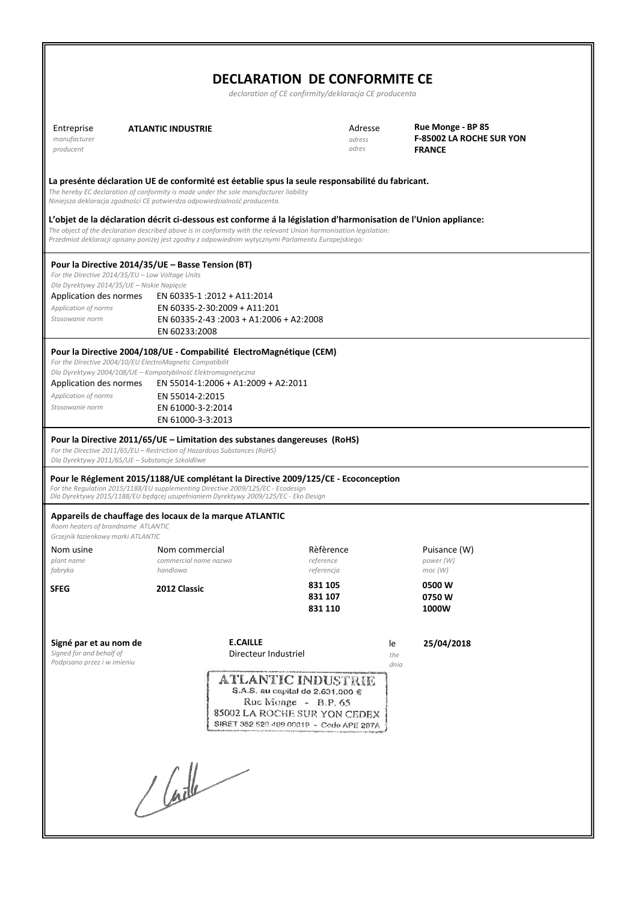# DECLARATION DE CONFORMITE CE

*declaration of CE confirmity/deklaracja CE producenta*

| | | | |
|---|---|---|---|
| Entreprise *manufacturer* *producent* | **ATLANTIC INDUSTRIE** | Adresse *adress* *adres* | **Rue Monge - BP 85** **F-85002 LA ROCHE SUR YON** **FRANCE** |

**La presénte déclaration UE de conformité est éetablie spus la seule responsabilité du fabricant.**
*The hereby EC declaration of conformity is made under the sole manufacturer liability*
*Niniejsza deklaracja zgodności CE potwierdza odpowiedzialność producenta.*

**L'objet de la déclaration décrit ci-dessous est conforme á la législation d'harmonisation de l'Union appliance:**
*The object of the declaration described above is in conformity with the relevant Union harmonisation legislation:*
*Przedmiot deklaracji opisany poniżej jest zgodny z odpowiednim wytycznymi Parlamentu Europejskiego:*

**Pour la Directive 2014/35/UE – Basse Tension (BT)**
*For the Directive 2014/35/EU – Low Voltage Units*
*Dla Dyrektywy 2014/35/UE – Niskie Napięcie*

Application des normes / *Application of norms* / *Stosowanie norm*
- EN 60335-1 :2012 + A11:2014
- EN 60335-2-30:2009 + A11:201
- EN 60335-2-43 :2003 + A1:2006 + A2:2008
- EN 60233:2008

**Pour la Directive 2004/108/UE - Compabilité ElectroMagnétique (CEM)**
*For the Directive 2004/10/EU ElectroMagnetic Compatibilit*
*Dla Dyrektywy 2004/108/UE – Kompatybilność Elektromagnetyczna*

Application des normes / *Application of norms* / *Stosowanie norm*
- EN 55014-1:2006 + A1:2009 + A2:2011
- EN 55014-2:2015
- EN 61000-3-2:2014
- EN 61000-3-3:2013

**Pour la Directive 2011/65/UE – Limitation des substanes dangereuses (RoHS)**
*For the Directive 2011/65/EU – Restriction of Hazardous Substances (RoHS)*
*Dla Dyrektywy 2011/65/UE – Substancje Szkoldliwe*

**Pour le Réglement 2015/1188/UE complétant la Directive 2009/125/CE - Ecoconception**
*For the Regulation 2015/1188/EU supplementing Directive 2009/125/EC - Ecodesign*
*Dla Dyrektywy 2015/1188/EU będącej uzupełnianiem Dyrektywy 2009/125/EC - Eko Design*

**Appareils de chauffage des locaux de la marque ATLANTIC**
*Room heaters of brandname ATLANTIC*
*Grzejnik łazienkowy marki ATLANTIC*

| Nom usine *plant name* *fabryka* | Nom commercial *commercial name nazwa* *handlowa* | Rèfèrence *reference* *referencja* | Puisance (W) *power (W)* *moc (W)* |
|---|---|---|---|
| **SFEG** | **2012 Classic** | **831 105** | **0500 W** |
| | | **831 107** | **0750 W** |
| | | **831 110** | **1000W** |

**Signé par et au nom de** *Signed for and behalf of* *Podpisano przez i w imieniu* — **E.CAILLE**, Directeur Industriel — le *the* *dnia* **25/04/2018**

ATLANTIC INDUSTRIE
S.A.S. au capital de 2.631.000 €
Rue Monge - B.P. 65
85002 LA ROCHE SUR YON CEDEX
SIRET 352 529 499 00019 - Code APE 297A